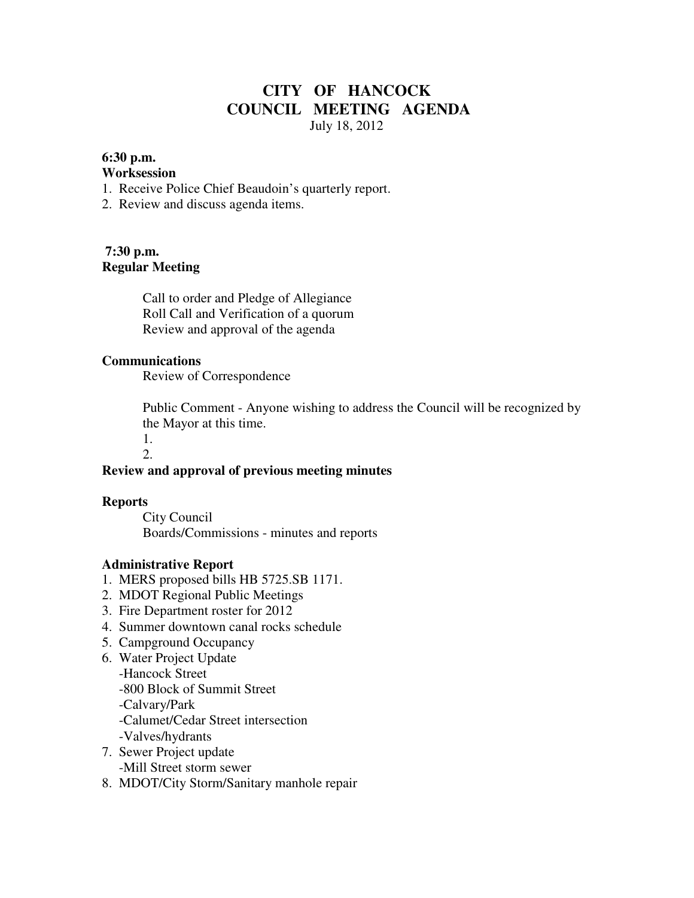# CITY OF HANCOCK
# COUNCIL MEETING AGENDA

July 18, 2012

**6:30 p.m.**
**Worksession**

1. Receive Police Chief Beaudoin's quarterly report.
2. Review and discuss agenda items.

**7:30 p.m.**
**Regular Meeting**

Call to order and Pledge of Allegiance
Roll Call and Verification of a quorum
Review and approval of the agenda

**Communications**

Review of Correspondence

Public Comment - Anyone wishing to address the Council will be recognized by the Mayor at this time.

1.
2.

**Review and approval of previous meeting minutes**

**Reports**

City Council
Boards/Commissions - minutes and reports

**Administrative Report**

1. MERS proposed bills HB 5725.SB 1171.
2. MDOT Regional Public Meetings
3. Fire Department roster for 2012
4. Summer downtown canal rocks schedule
5. Campground Occupancy
6. Water Project Update
   - -Hancock Street
   - -800 Block of Summit Street
   - -Calvary/Park
   - -Calumet/Cedar Street intersection
   - -Valves/hydrants
7. Sewer Project update
   - -Mill Street storm sewer
8. MDOT/City Storm/Sanitary manhole repair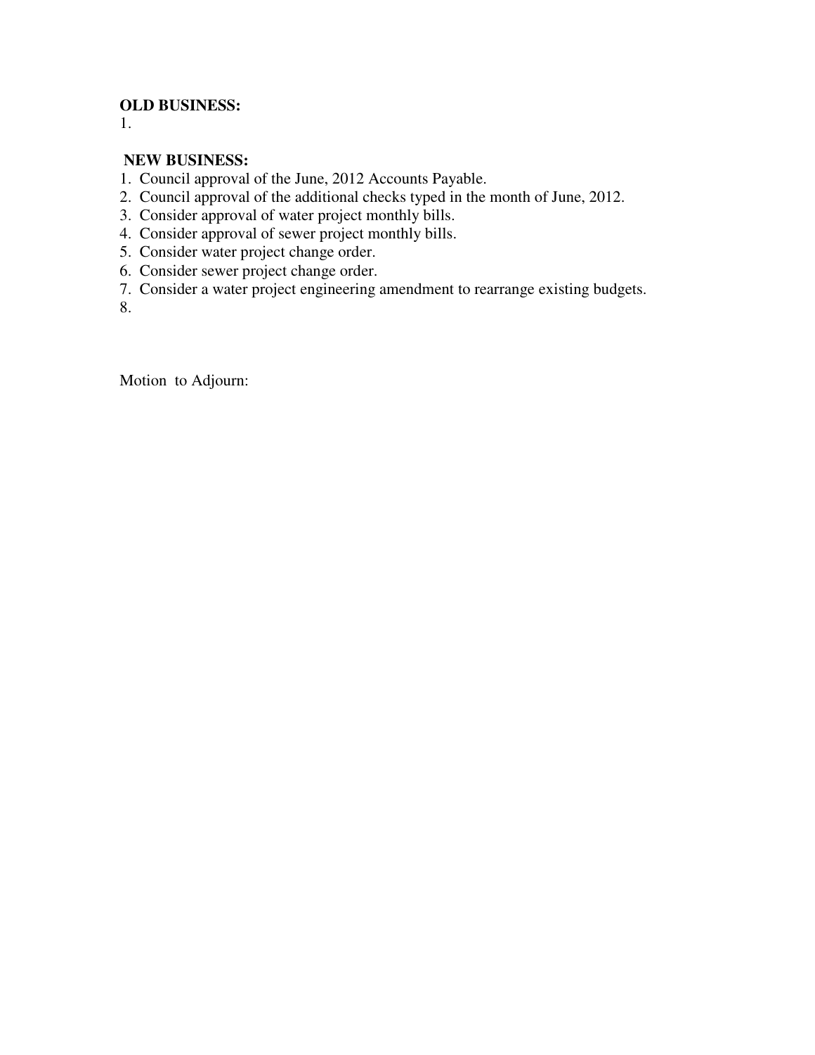**OLD BUSINESS:**

1.

**NEW BUSINESS:**

1. Council approval of the June, 2012 Accounts Payable.
2. Council approval of the additional checks typed in the month of June, 2012.
3. Consider approval of water project monthly bills.
4. Consider approval of sewer project monthly bills.
5. Consider water project change order.
6. Consider sewer project change order.
7. Consider a water project engineering amendment to rearrange existing budgets.
8.

Motion to Adjourn: